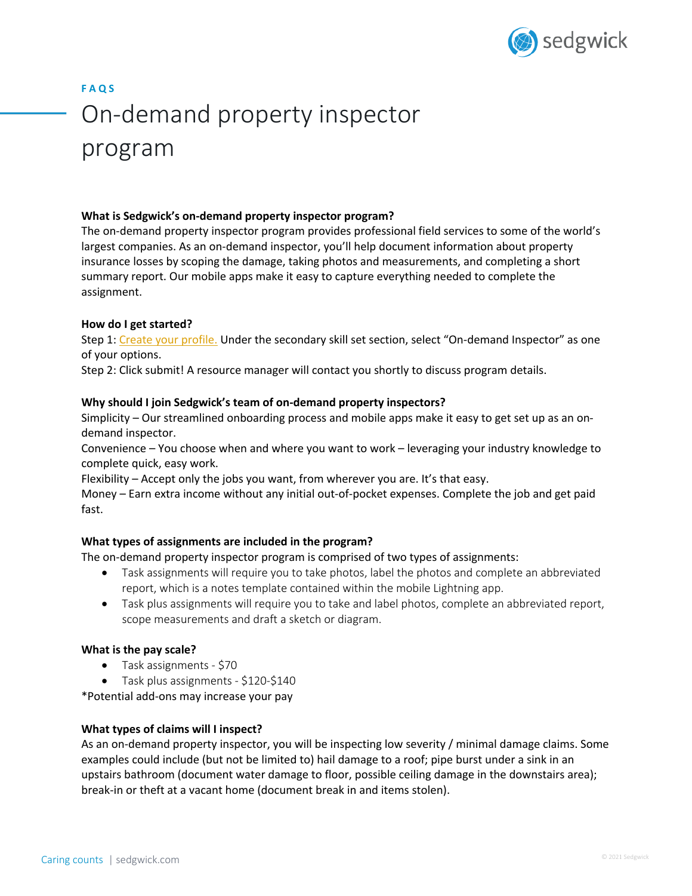FAQS

# On-demand property inspector program

**What is Sedgwick's on-demand property inspector program?**

The on-demand property inspector program provides professional field services to some of the world's largest companies. As an on-demand inspector, you'll help document information about property insurance losses by scoping the damage, taking photos and measurements, and completing a short summary report. Our mobile apps make it easy to capture everything needed to complete the assignment.

**How do I get started?**

Step 1: Create your profile. Under the secondary skill set section, select "On-demand Inspector" as one of your options.
Step 2: Click submit! A resource manager will contact you shortly to discuss program details.

**Why should I join Sedgwick's team of on-demand property inspectors?**

Simplicity – Our streamlined onboarding process and mobile apps make it easy to get set up as an on-demand inspector.
Convenience – You choose when and where you want to work – leveraging your industry knowledge to complete quick, easy work.
Flexibility – Accept only the jobs you want, from wherever you are. It's that easy.
Money – Earn extra income without any initial out-of-pocket expenses. Complete the job and get paid fast.

**What types of assignments are included in the program?**

The on-demand property inspector program is comprised of two types of assignments:

- Task assignments will require you to take photos, label the photos and complete an abbreviated report, which is a notes template contained within the mobile Lightning app.
- Task plus assignments will require you to take and label photos, complete an abbreviated report, scope measurements and draft a sketch or diagram.

**What is the pay scale?**

- Task assignments - $70
- Task plus assignments - $120-$140

*Potential add-ons may increase your pay

**What types of claims will I inspect?**

As an on-demand property inspector, you will be inspecting low severity / minimal damage claims. Some examples could include (but not be limited to) hail damage to a roof; pipe burst under a sink in an upstairs bathroom (document water damage to floor, possible ceiling damage in the downstairs area); break-in or theft at a vacant home (document break in and items stolen).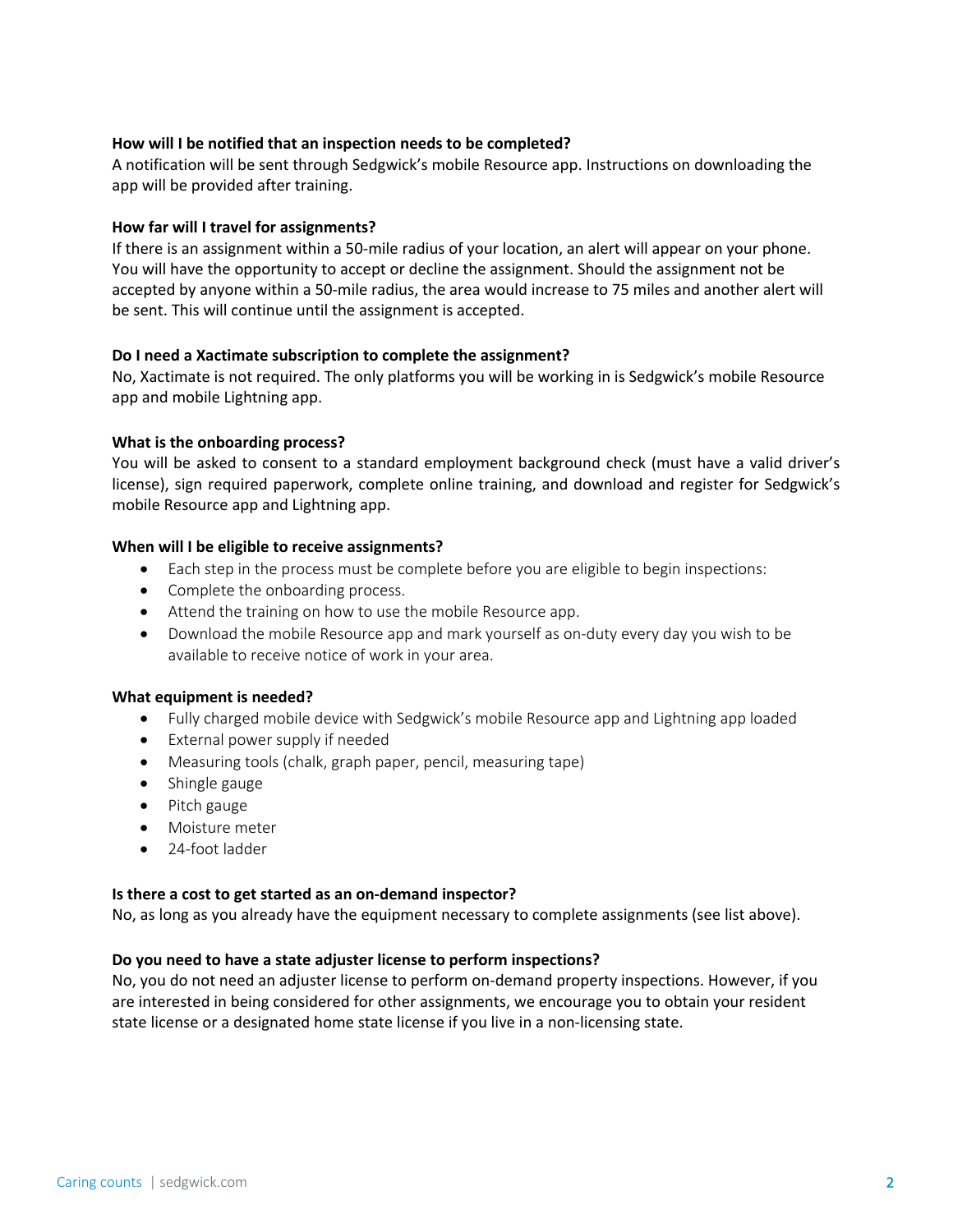**How will I be notified that an inspection needs to be completed?**

A notification will be sent through Sedgwick's mobile Resource app. Instructions on downloading the app will be provided after training.

**How far will I travel for assignments?**

If there is an assignment within a 50-mile radius of your location, an alert will appear on your phone. You will have the opportunity to accept or decline the assignment. Should the assignment not be accepted by anyone within a 50-mile radius, the area would increase to 75 miles and another alert will be sent. This will continue until the assignment is accepted.

**Do I need a Xactimate subscription to complete the assignment?**

No, Xactimate is not required. The only platforms you will be working in is Sedgwick's mobile Resource app and mobile Lightning app.

**What is the onboarding process?**

You will be asked to consent to a standard employment background check (must have a valid driver's license), sign required paperwork, complete online training, and download and register for Sedgwick's mobile Resource app and Lightning app.

**When will I be eligible to receive assignments?**

- Each step in the process must be complete before you are eligible to begin inspections:
- Complete the onboarding process.
- Attend the training on how to use the mobile Resource app.
- Download the mobile Resource app and mark yourself as on-duty every day you wish to be available to receive notice of work in your area.

**What equipment is needed?**

- Fully charged mobile device with Sedgwick's mobile Resource app and Lightning app loaded
- External power supply if needed
- Measuring tools (chalk, graph paper, pencil, measuring tape)
- Shingle gauge
- Pitch gauge
- Moisture meter
- 24-foot ladder

**Is there a cost to get started as an on-demand inspector?**

No, as long as you already have the equipment necessary to complete assignments (see list above).

**Do you need to have a state adjuster license to perform inspections?**

No, you do not need an adjuster license to perform on-demand property inspections. However, if you are interested in being considered for other assignments, we encourage you to obtain your resident state license or a designated home state license if you live in a non-licensing state.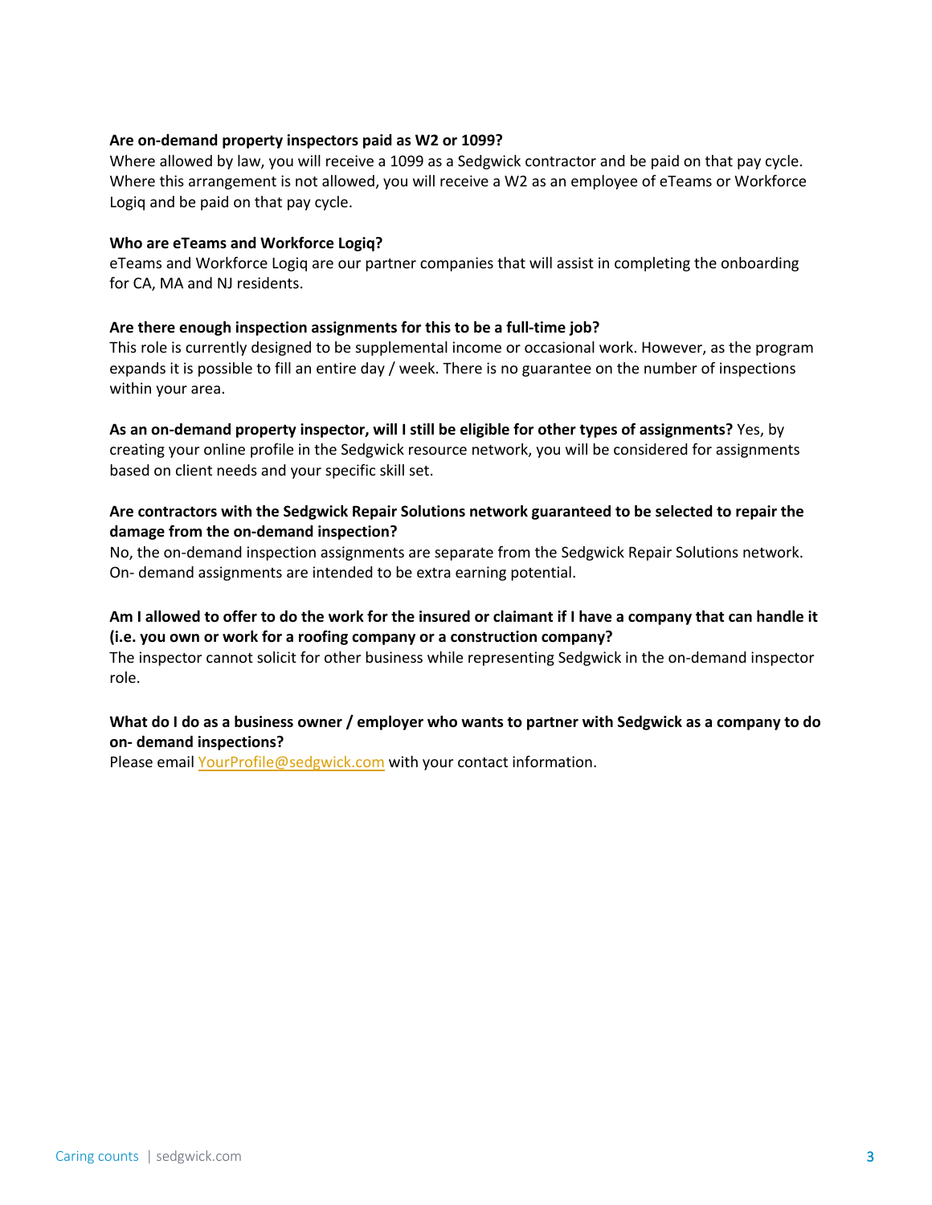**Are on-demand property inspectors paid as W2 or 1099?**
Where allowed by law, you will receive a 1099 as a Sedgwick contractor and be paid on that pay cycle. Where this arrangement is not allowed, you will receive a W2 as an employee of eTeams or Workforce Logiq and be paid on that pay cycle.

**Who are eTeams and Workforce Logiq?**
eTeams and Workforce Logiq are our partner companies that will assist in completing the onboarding for CA, MA and NJ residents.

**Are there enough inspection assignments for this to be a full-time job?**
This role is currently designed to be supplemental income or occasional work. However, as the program expands it is possible to fill an entire day / week. There is no guarantee on the number of inspections within your area.

**As an on-demand property inspector, will I still be eligible for other types of assignments?** Yes, by creating your online profile in the Sedgwick resource network, you will be considered for assignments based on client needs and your specific skill set.

**Are contractors with the Sedgwick Repair Solutions network guaranteed to be selected to repair the damage from the on-demand inspection?**
No, the on-demand inspection assignments are separate from the Sedgwick Repair Solutions network. On- demand assignments are intended to be extra earning potential.

**Am I allowed to offer to do the work for the insured or claimant if I have a company that can handle it (i.e. you own or work for a roofing company or a construction company?**
The inspector cannot solicit for other business while representing Sedgwick in the on-demand inspector role.

**What do I do as a business owner / employer who wants to partner with Sedgwick as a company to do on- demand inspections?**
Please email YourProfile@sedgwick.com with your contact information.